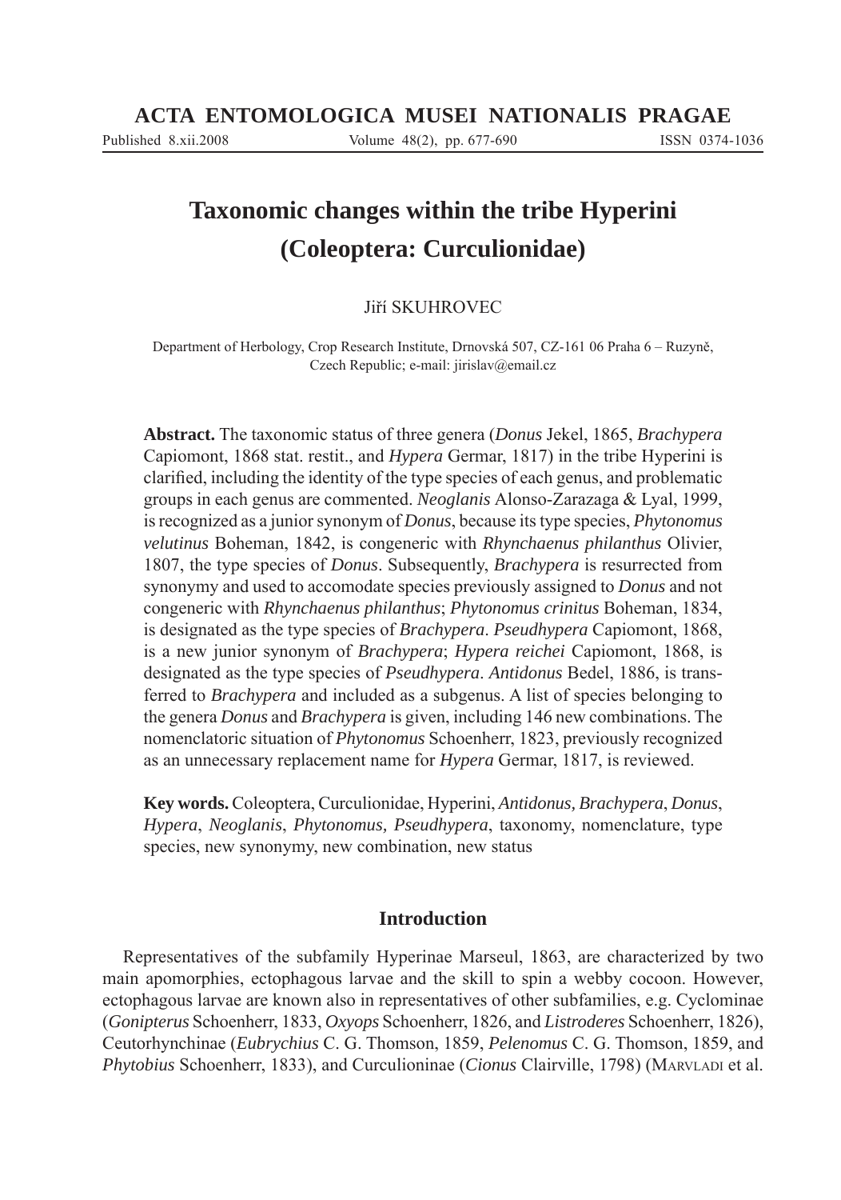# Taxonomic changes within the tribe Hyperini (Coleoptera: Curculionidae)

Jiří SKUHROVEC

Department of Herbology, Crop Research Institute, Drnovská 507, CZ-161 06 Praha 6 – Ruzyně, Czech Republic; e-mail: jirislav@email.cz

**Abstract.** The taxonomic status of three genera (*Donus* Jekel, 1865, *Brachypera* Capiomont, 1868 stat. restit., and *Hypera* Germar, 1817) in the tribe Hyperini is clarified, including the identity of the type species of each genus, and problematic groups in each genus are commented. *Neoglanis* Alonso-Zarazaga & Lyal, 1999, is recognized as a junior synonym of *Donus*, because its type species, *Phytonomus velutinus* Boheman, 1842, is congeneric with *Rhynchaenus philanthus* Olivier, 1807, the type species of *Donus*. Subsequently, *Brachypera* is resurrected from synonymy and used to accomodate species previously assigned to *Donus* and not congeneric with *Rhynchaenus philanthus*; *Phytonomus crinitus* Boheman, 1834, is designated as the type species of *Brachypera*. *Pseudhypera* Capiomont, 1868, is a new junior synonym of *Brachypera*; *Hypera reichei* Capiomont, 1868, is designated as the type species of *Pseudhypera*. *Antidonus* Bedel, 1886, is transferred to *Brachypera* and included as a subgenus. A list of species belonging to the genera *Donus* and *Brachypera* is given, including 146 new combinations. The nomenclatoric situation of *Phytonomus* Schoenherr, 1823, previously recognized as an unnecessary replacement name for *Hypera* Germar, 1817, is reviewed.

**Key words.** Coleoptera, Curculionidae, Hyperini, *Antidonus, Brachypera*, *Donus*, *Hypera*, *Neoglanis*, *Phytonomus, Pseudhypera*, taxonomy, nomenclature, type species, new synonymy, new combination, new status

## Introduction

Representatives of the subfamily Hyperinae Marseul, 1863, are characterized by two main apomorphies, ectophagous larvae and the skill to spin a webby cocoon. However, ectophagous larvae are known also in representatives of other subfamilies, e.g. Cyclominae (*Gonipterus* Schoenherr, 1833, *Oxyops* Schoenherr, 1826, and *Listroderes* Schoenherr, 1826), Ceutorhynchinae (*Eubrychius* C. G. Thomson, 1859, *Pelenomus* C. G. Thomson, 1859, and *Phytobius* Schoenherr, 1833), and Curculioninae (*Cionus* Clairville, 1798) (Marvladi et al.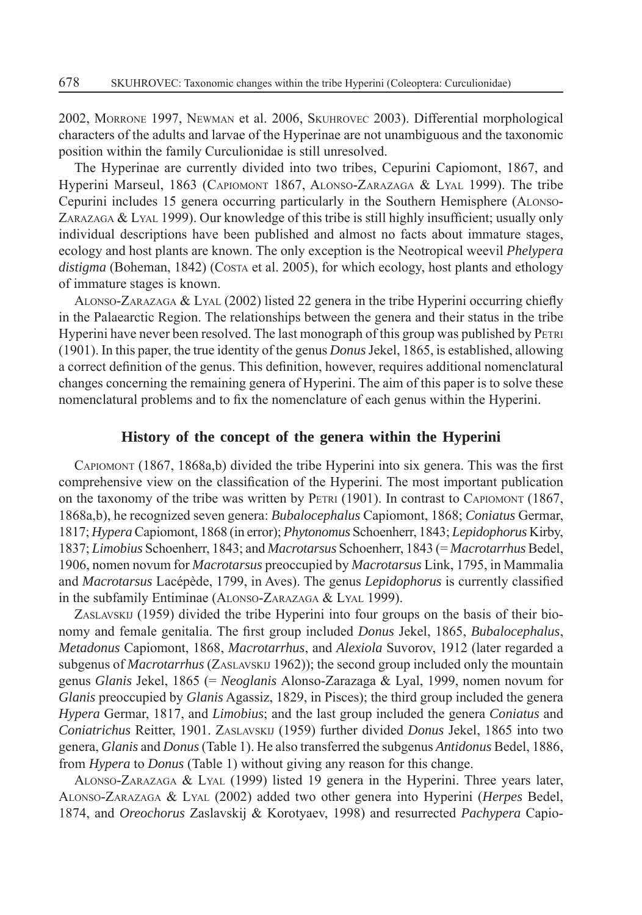2002, Morrone 1997, Newman et al. 2006, Skuhrovec 2003). Differential morphological characters of the adults and larvae of the Hyperinae are not unambiguous and the taxonomic position within the family Curculionidae is still unresolved.

The Hyperinae are currently divided into two tribes, Cepurini Capiomont, 1867, and Hyperini Marseul, 1863 (Capiomont 1867, Alonso-Zarazaga & Lyal 1999). The tribe Cepurini includes 15 genera occurring particularly in the Southern Hemisphere (Alonso-Zarazaga & Lyal 1999). Our knowledge of this tribe is still highly insufficient; usually only individual descriptions have been published and almost no facts about immature stages, ecology and host plants are known. The only exception is the Neotropical weevil *Phelypera distigma* (Boheman, 1842) (Costa et al. 2005), for which ecology, host plants and ethology of immature stages is known.

Alonso-Zarazaga & Lyal (2002) listed 22 genera in the tribe Hyperini occurring chiefly in the Palaearctic Region. The relationships between the genera and their status in the tribe Hyperini have never been resolved. The last monograph of this group was published by Petri (1901). In this paper, the true identity of the genus *Donus* Jekel, 1865, is established, allowing a correct definition of the genus. This definition, however, requires additional nomenclatural changes concerning the remaining genera of Hyperini. The aim of this paper is to solve these nomenclatural problems and to fix the nomenclature of each genus within the Hyperini.

## History of the concept of the genera within the Hyperini

Capiomont (1867, 1868a,b) divided the tribe Hyperini into six genera. This was the first comprehensive view on the classification of the Hyperini. The most important publication on the taxonomy of the tribe was written by Petri (1901). In contrast to Capiomont (1867, 1868a,b), he recognized seven genera: *Bubalocephalus* Capiomont, 1868; *Coniatus* Germar, 1817; *Hypera* Capiomont, 1868 (in error); *Phytonomus* Schoenherr, 1843; *Lepidophorus* Kirby, 1837; *Limobius* Schoenherr, 1843; and *Macrotarsus* Schoenherr, 1843 (= *Macrotarrhus* Bedel, 1906, nomen novum for *Macrotarsus* preoccupied by *Macrotarsus* Link, 1795, in Mammalia and *Macrotarsus* Lacépède, 1799, in Aves). The genus *Lepidophorus* is currently classified in the subfamily Entiminae (Alonso-Zarazaga & Lyal 1999).

Zaslavskij (1959) divided the tribe Hyperini into four groups on the basis of their bionomy and female genitalia. The first group included *Donus* Jekel, 1865, *Bubalocephalus*, *Metadonus* Capiomont, 1868, *Macrotarrhus*, and *Alexiola* Suvorov, 1912 (later regarded a subgenus of *Macrotarrhus* (Zaslavskij 1962)); the second group included only the mountain genus *Glanis* Jekel, 1865 (= *Neoglanis* Alonso-Zarazaga & Lyal, 1999, nomen novum for *Glanis* preoccupied by *Glanis* Agassiz, 1829, in Pisces); the third group included the genera *Hypera* Germar, 1817, and *Limobius*; and the last group included the genera *Coniatus* and *Coniatrichus* Reitter, 1901. Zaslavskij (1959) further divided *Donus* Jekel, 1865 into two genera, *Glanis* and *Donus* (Table 1). He also transferred the subgenus *Antidonus* Bedel, 1886, from *Hypera* to *Donus* (Table 1) without giving any reason for this change.

Alonso-Zarazaga & Lyal (1999) listed 19 genera in the Hyperini. Three years later, Alonso-Zarazaga & Lyal (2002) added two other genera into Hyperini (*Herpes* Bedel, 1874, and *Oreochorus* Zaslavskij & Korotyaev, 1998) and resurrected *Pachypera* Capio-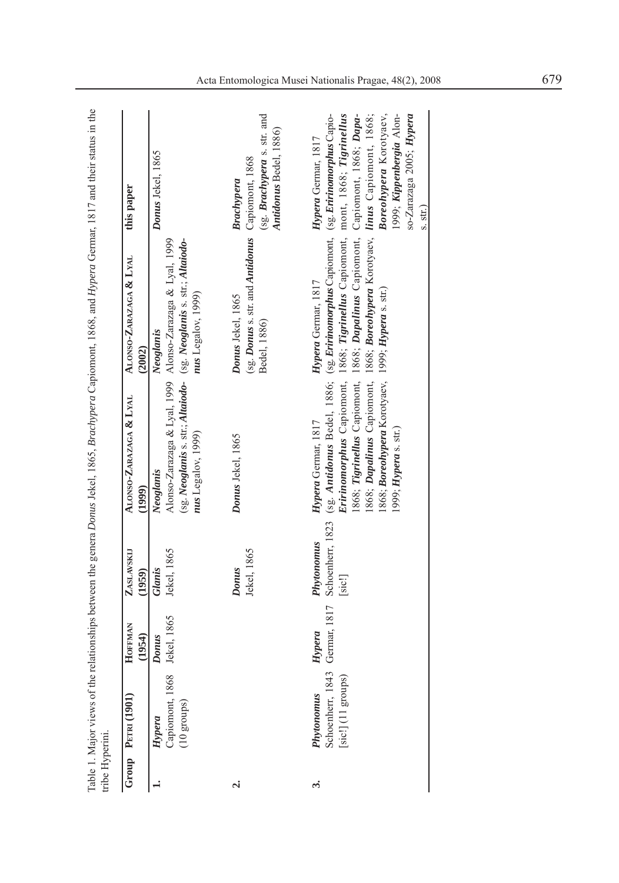Table 1. Major views of the relationships between the genera *Donus* Jekel, 1865, *Brachypera* Capiomont, 1868, and *Hypera* Germar, 1817 and their status in the tribe Hyperini.

| Group | Petri (1901) | Hoffman (1954) | Zaslavskij (1959) | Alonso-Zarazaga & Lyal (1999) | Alonso-Zarazaga & Lyal (2002) | this paper |
|---|---|---|---|---|---|---|
| **1.** | ***Hypera*** Capiomont, 1868 (10 groups) | ***Donus*** Jekel, 1865 | ***Glanis*** Jekel, 1865 | ***Neoglanis*** Alonso-Zarazaga & Lyal, 1999 (sg. ***Neoglanis*** s. str.; ***Altaiodonus*** Legalov, 1999) | ***Neoglanis*** Alonso-Zarazaga & Lyal, 1999 (sg. ***Neoglanis*** s. str.; ***Altaiodonus*** Legalov, 1999) | ***Donus*** Jekel, 1865 |
| **2.** | | | ***Donus*** Jekel, 1865 | ***Donus*** Jekel, 1865 | ***Donus*** Jekel, 1865 (sg. ***Donus*** s. str. and ***Antidonus*** Bedel, 1886) | ***Brachypera*** Capiomont, 1868 (sg. ***Brachypera*** s. str. and ***Antidonus*** Bedel, 1886) |
| **3.** | ***Phytonomus*** Schoenherr, 1843 [sic!] (11 groups) | ***Hypera*** Germar, 1817 | ***Phytonomus*** Schoenherr, 1823 [sic!] | ***Hypera*** Germar, 1817 (sg. ***Antidonus*** Bedel, 1886; ***Eririnomorphus*** Capiomont, 1868; ***Tigrinellus*** Capiomont, 1868; ***Dapalinus*** Capiomont, 1868; ***Boreohypera*** Korotyaev, 1999; ***Hypera*** s. str.) | ***Hypera*** Germar, 1817 (sg. ***Eririnomorphus*** Capiomont, 1868; ***Tigrinellus*** Capiomont, 1868; ***Dapalinus*** Capiomont, 1868; ***Boreohypera*** Korotyaev, 1999; ***Hypera*** s. str.) | ***Hypera*** Germar, 1817 (sg. ***Eririnomorphus*** Capiomont, 1868; ***Tigrinellus*** Capiomont, 1868; ***Dapalinus*** Capiomont, 1868; ***Boreohypera*** Korotyaev, 1999; ***Kippenbergia*** Alonso-Zarazaga 2005; ***Hypera*** s. str.) |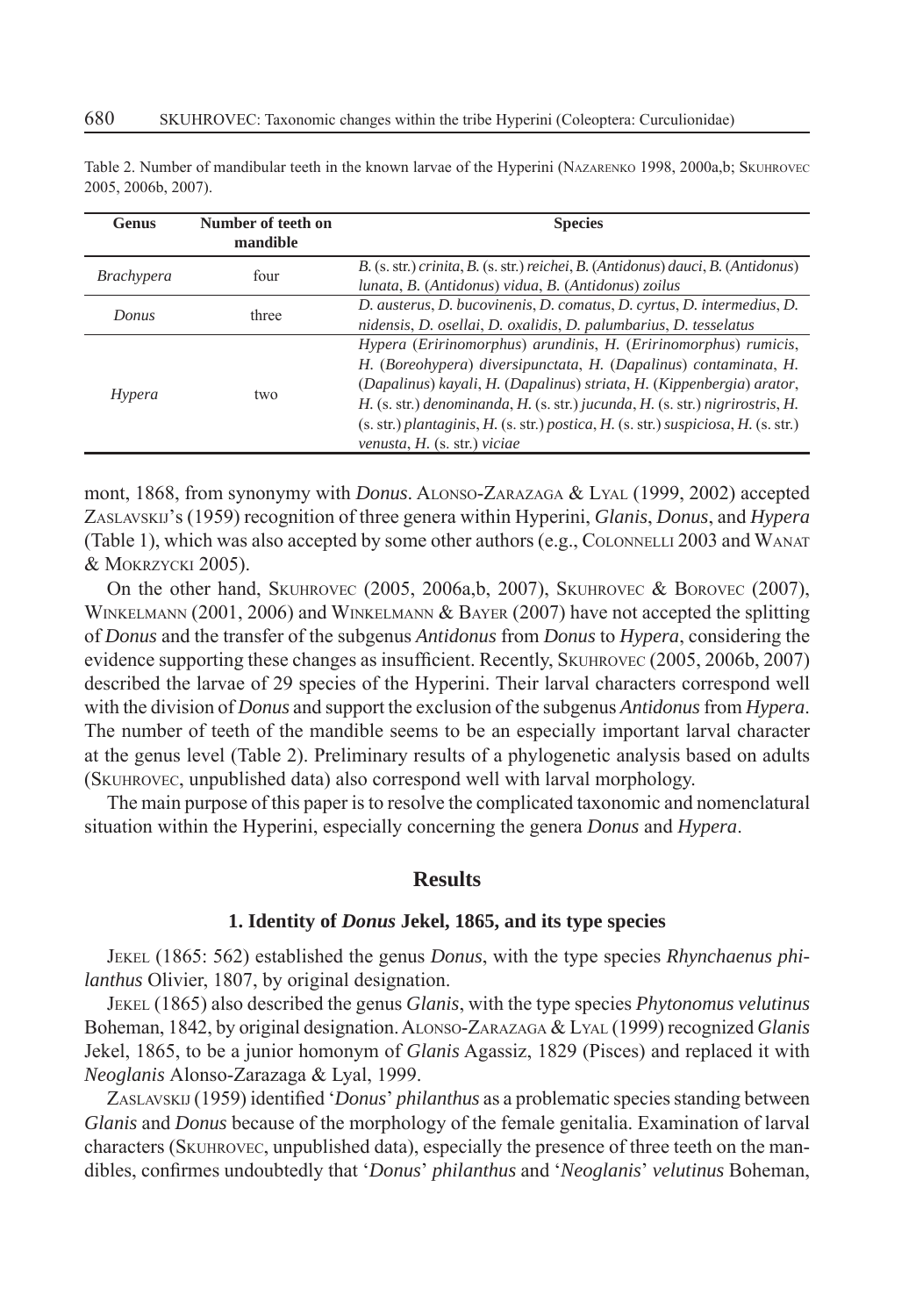Table 2. Number of mandibular teeth in the known larvae of the Hyperini (NAZARENKO 1998, 2000a,b; SKUHROVEC 2005, 2006b, 2007).

| Genus | Number of teeth on mandible | Species |
|---|---|---|
| *Brachypera* | four | *B.* (s. str.) *crinita*, *B.* (s. str.) *reichei*, *B.* (*Antidonus*) *dauci*, *B.* (*Antidonus*) *lunata*, *B.* (*Antidonus*) *vidua*, *B.* (*Antidonus*) *zoilus* |
| *Donus* | three | *D. austerus*, *D. bucovinensis*, *D. comatus*, *D. cyrtus*, *D. intermedius*, *D. nidensis*, *D. osellai*, *D. oxalidis*, *D. palumbarius*, *D. tesselatus* |
| *Hypera* | two | *Hypera* (*Eririnomorphus*) *arundinis*, *H.* (*Eririnomorphus*) *rumicis*, *H.* (*Boreohypera*) *diversipunctata*, *H.* (*Dapalinus*) *contaminata*, *H.* (*Dapalinus*) *kayali*, *H.* (*Dapalinus*) *striata*, *H.* (*Kippenbergia*) *arator*, *H.* (s. str.) *denominanda*, *H.* (s. str.) *jucunda*, *H.* (s. str.) *nigrirostris*, *H.* (s. str.) *plantaginis*, *H.* (s. str.) *postica*, *H.* (s. str.) *suspiciosa*, *H.* (s. str.) *venusta*, *H.* (s. str.) *viciae* |

mont, 1868, from synonymy with *Donus*. ALONSO-ZARAZAGA & LYAL (1999, 2002) accepted ZASLAVSKIJ's (1959) recognition of three genera within Hyperini, *Glanis*, *Donus*, and *Hypera* (Table 1), which was also accepted by some other authors (e.g., COLONNELLI 2003 and WANAT & MOKRZYCKI 2005).

On the other hand, SKUHROVEC (2005, 2006a,b, 2007), SKUHROVEC & BOROVEC (2007), WINKELMANN (2001, 2006) and WINKELMANN & BAYER (2007) have not accepted the splitting of *Donus* and the transfer of the subgenus *Antidonus* from *Donus* to *Hypera*, considering the evidence supporting these changes as insufficient. Recently, SKUHROVEC (2005, 2006b, 2007) described the larvae of 29 species of the Hyperini. Their larval characters correspond well with the division of *Donus* and support the exclusion of the subgenus *Antidonus* from *Hypera*. The number of teeth of the mandible seems to be an especially important larval character at the genus level (Table 2). Preliminary results of a phylogenetic analysis based on adults (SKUHROVEC, unpublished data) also correspond well with larval morphology.

The main purpose of this paper is to resolve the complicated taxonomic and nomenclatural situation within the Hyperini, especially concerning the genera *Donus* and *Hypera*.

## Results

### 1. Identity of *Donus* Jekel, 1865, and its type species

JEKEL (1865: 562) established the genus *Donus*, with the type species *Rhynchaenus philanthus* Olivier, 1807, by original designation.

JEKEL (1865) also described the genus *Glanis*, with the type species *Phytonomus velutinus* Boheman, 1842, by original designation. ALONSO-ZARAZAGA & LYAL (1999) recognized *Glanis* Jekel, 1865, to be a junior homonym of *Glanis* Agassiz, 1829 (Pisces) and replaced it with *Neoglanis* Alonso-Zarazaga & Lyal, 1999.

ZASLAVSKIJ (1959) identified '*Donus*' *philanthus* as a problematic species standing between *Glanis* and *Donus* because of the morphology of the female genitalia. Examination of larval characters (SKUHROVEC, unpublished data), especially the presence of three teeth on the mandibles, confirmes undoubtedly that '*Donus*' *philanthus* and '*Neoglanis*' *velutinus* Boheman,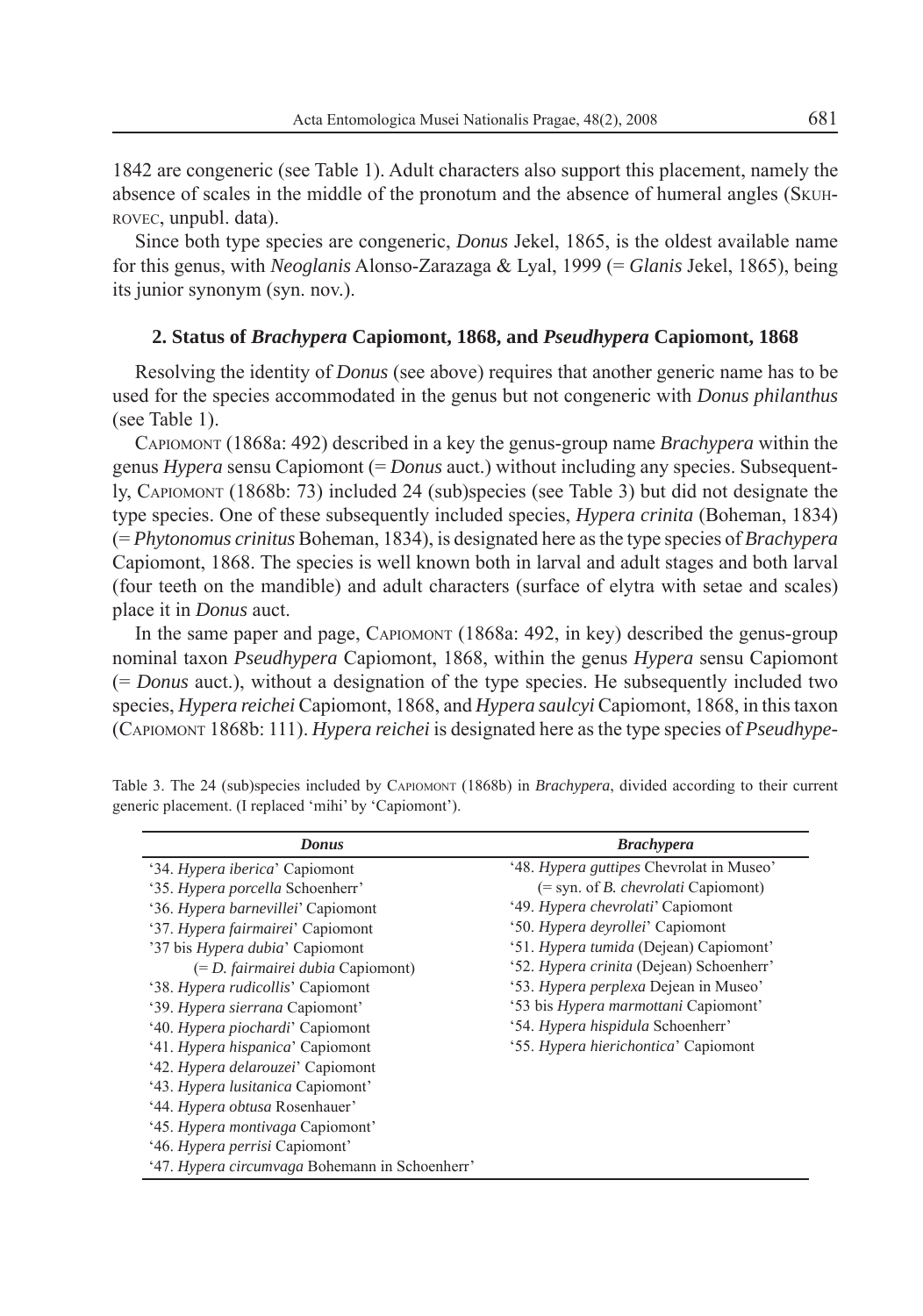1842 are congeneric (see Table 1). Adult characters also support this placement, namely the absence of scales in the middle of the pronotum and the absence of humeral angles (Skuhrovec, unpubl. data).

Since both type species are congeneric, *Donus* Jekel, 1865, is the oldest available name for this genus, with *Neoglanis* Alonso-Zarazaga & Lyal, 1999 (= *Glanis* Jekel, 1865), being its junior synonym (syn. nov.).

### 2. Status of *Brachypera* Capiomont, 1868, and *Pseudhypera* Capiomont, 1868

Resolving the identity of *Donus* (see above) requires that another generic name has to be used for the species accommodated in the genus but not congeneric with *Donus philanthus* (see Table 1).

Capiomont (1868a: 492) described in a key the genus-group name *Brachypera* within the genus *Hypera* sensu Capiomont (= *Donus* auct.) without including any species. Subsequently, Capiomont (1868b: 73) included 24 (sub)species (see Table 3) but did not designate the type species. One of these subsequently included species, *Hypera crinita* (Boheman, 1834) (= *Phytonomus crinitus* Boheman, 1834), is designated here as the type species of *Brachypera* Capiomont, 1868. The species is well known both in larval and adult stages and both larval (four teeth on the mandible) and adult characters (surface of elytra with setae and scales) place it in *Donus* auct.

In the same paper and page, Capiomont (1868a: 492, in key) described the genus-group nominal taxon *Pseudhypera* Capiomont, 1868, within the genus *Hypera* sensu Capiomont (= *Donus* auct.), without a designation of the type species. He subsequently included two species, *Hypera reichei* Capiomont, 1868, and *Hypera saulcyi* Capiomont, 1868, in this taxon (Capiomont 1868b: 111). *Hypera reichei* is designated here as the type species of *Pseudhype-*

Table 3. The 24 (sub)species included by Capiomont (1868b) in *Brachypera*, divided according to their current generic placement. (I replaced 'mihi' by 'Capiomont').

| ***Donus*** | ***Brachypera*** |
|---|---|
| '34. *Hypera iberica*' Capiomont | '48. *Hypera guttipes* Chevrolat in Museo' |
| '35. *Hypera porcella* Schoenherr' | (= syn. of *B. chevrolati* Capiomont) |
| '36. *Hypera barnevillei*' Capiomont | '49. *Hypera chevrolati*' Capiomont |
| '37. *Hypera fairmairei*' Capiomont | '50. *Hypera deyrollei*' Capiomont |
| '37 bis *Hypera dubia*' Capiomont | '51. *Hypera tumida* (Dejean) Capiomont' |
| (= *D. fairmairei dubia* Capiomont) | '52. *Hypera crinita* (Dejean) Schoenherr' |
| '38. *Hypera rudicollis*' Capiomont | '53. *Hypera perplexa* Dejean in Museo' |
| '39. *Hypera sierrana* Capiomont' | '53 bis *Hypera marmottani* Capiomont' |
| '40. *Hypera piochardi*' Capiomont | '54. *Hypera hispidula* Schoenherr' |
| '41. *Hypera hispanica*' Capiomont | '55. *Hypera hierichontica*' Capiomont |
| '42. *Hypera delarouzei*' Capiomont | |
| '43. *Hypera lusitanica* Capiomont' | |
| '44. *Hypera obtusa* Rosenhauer' | |
| '45. *Hypera montivaga* Capiomont' | |
| '46. *Hypera perrisi* Capiomont' | |
| '47. *Hypera circumvaga* Bohemann in Schoenherr' | |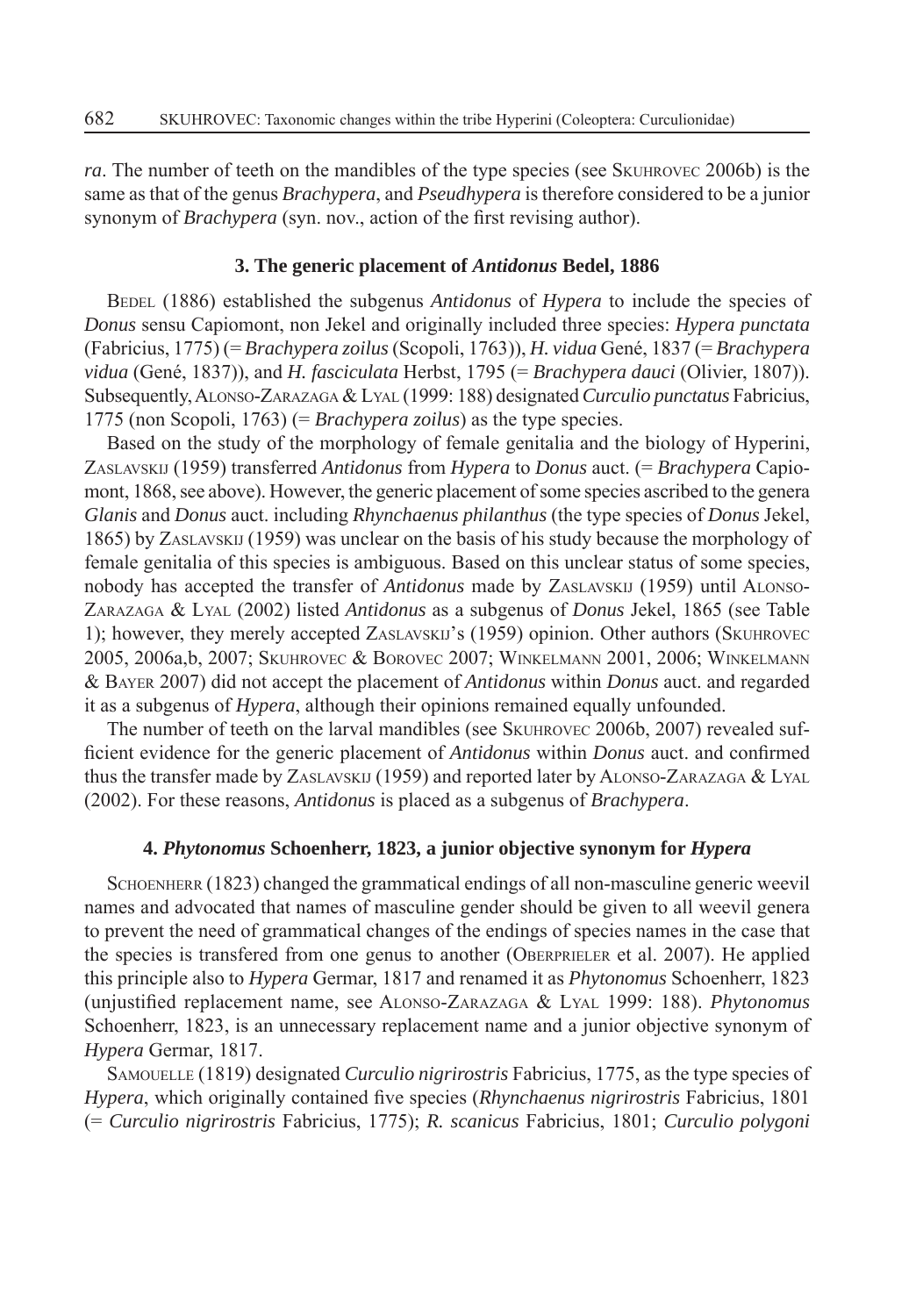*ra*. The number of teeth on the mandibles of the type species (see SKUHROVEC 2006b) is the same as that of the genus *Brachypera*, and *Pseudhypera* is therefore considered to be a junior synonym of *Brachypera* (syn. nov., action of the first revising author).

### 3. The generic placement of *Antidonus* Bedel, 1886

BEDEL (1886) established the subgenus *Antidonus* of *Hypera* to include the species of *Donus* sensu Capiomont, non Jekel and originally included three species: *Hypera punctata* (Fabricius, 1775) (= *Brachypera zoilus* (Scopoli, 1763)), *H. vidua* Gené, 1837 (= *Brachypera vidua* (Gené, 1837)), and *H. fasciculata* Herbst, 1795 (= *Brachypera dauci* (Olivier, 1807)). Subsequently, ALONSO-ZARAZAGA & LYAL (1999: 188) designated *Curculio punctatus* Fabricius, 1775 (non Scopoli, 1763) (= *Brachypera zoilus*) as the type species.

Based on the study of the morphology of female genitalia and the biology of Hyperini, ZASLAVSKIJ (1959) transferred *Antidonus* from *Hypera* to *Donus* auct. (= *Brachypera* Capiomont, 1868, see above). However, the generic placement of some species ascribed to the genera *Glanis* and *Donus* auct. including *Rhynchaenus philanthus* (the type species of *Donus* Jekel, 1865) by ZASLAVSKIJ (1959) was unclear on the basis of his study because the morphology of female genitalia of this species is ambiguous. Based on this unclear status of some species, nobody has accepted the transfer of *Antidonus* made by ZASLAVSKIJ (1959) until ALONSO-ZARAZAGA & LYAL (2002) listed *Antidonus* as a subgenus of *Donus* Jekel, 1865 (see Table 1); however, they merely accepted ZASLAVSKIJ's (1959) opinion. Other authors (SKUHROVEC 2005, 2006a,b, 2007; SKUHROVEC & BOROVEC 2007; WINKELMANN 2001, 2006; WINKELMANN & BAYER 2007) did not accept the placement of *Antidonus* within *Donus* auct. and regarded it as a subgenus of *Hypera*, although their opinions remained equally unfounded.

The number of teeth on the larval mandibles (see SKUHROVEC 2006b, 2007) revealed sufficient evidence for the generic placement of *Antidonus* within *Donus* auct. and confirmed thus the transfer made by ZASLAVSKIJ (1959) and reported later by ALONSO-ZARAZAGA & LYAL (2002). For these reasons, *Antidonus* is placed as a subgenus of *Brachypera*.

### 4. *Phytonomus* Schoenherr, 1823, a junior objective synonym for *Hypera*

SCHOENHERR (1823) changed the grammatical endings of all non-masculine generic weevil names and advocated that names of masculine gender should be given to all weevil genera to prevent the need of grammatical changes of the endings of species names in the case that the species is transfered from one genus to another (OBERPRIELER et al. 2007). He applied this principle also to *Hypera* Germar, 1817 and renamed it as *Phytonomus* Schoenherr, 1823 (unjustified replacement name, see ALONSO-ZARAZAGA & LYAL 1999: 188). *Phytonomus* Schoenherr, 1823, is an unnecessary replacement name and a junior objective synonym of *Hypera* Germar, 1817.

SAMOUELLE (1819) designated *Curculio nigrirostris* Fabricius, 1775, as the type species of *Hypera*, which originally contained five species (*Rhynchaenus nigrirostris* Fabricius, 1801 (= *Curculio nigrirostris* Fabricius, 1775); *R. scanicus* Fabricius, 1801; *Curculio polygoni*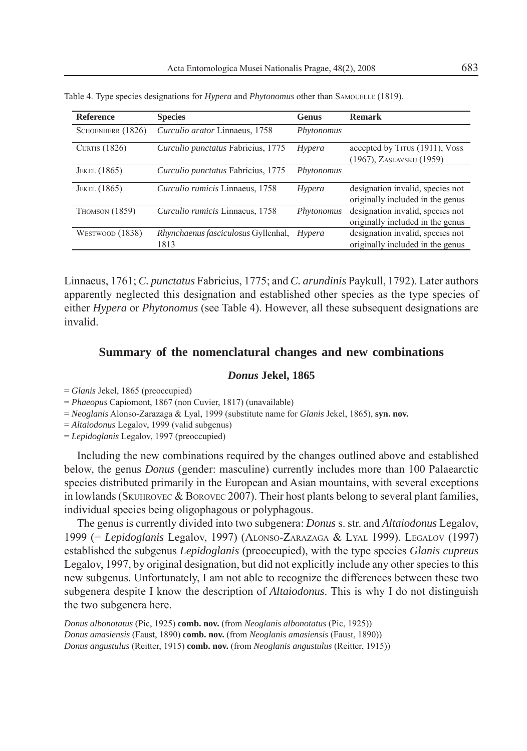Table 4. Type species designations for *Hypera* and *Phytonomus* other than Samouelle (1819).

| Reference | Species | Genus | Remark |
|---|---|---|---|
| Schoenherr (1826) | *Curculio arator* Linnaeus, 1758 | *Phytonomus* | |
| Curtis (1826) | *Curculio punctatus* Fabricius, 1775 | *Hypera* | accepted by Titus (1911), Voss (1967), Zaslavskij (1959) |
| Jekel (1865) | *Curculio punctatus* Fabricius, 1775 | *Phytonomus* | |
| Jekel (1865) | *Curculio rumicis* Linnaeus, 1758 | *Hypera* | designation invalid, species not originally included in the genus |
| Thomson (1859) | *Curculio rumicis* Linnaeus, 1758 | *Phytonomus* | designation invalid, species not originally included in the genus |
| Westwood (1838) | *Rhynchaenus fasciculosus* Gyllenhal, 1813 | *Hypera* | designation invalid, species not originally included in the genus |

Linnaeus, 1761; *C. punctatus* Fabricius, 1775; and *C. arundinis* Paykull, 1792). Later authors apparently neglected this designation and established other species as the type species of either *Hypera* or *Phytonomus* (see Table 4). However, all these subsequent designations are invalid.

## Summary of the nomenclatural changes and new combinations

### *Donus* Jekel, 1865

= *Glanis* Jekel, 1865 (preoccupied)
= *Phaeopus* Capiomont, 1867 (non Cuvier, 1817) (unavailable)
= *Neoglanis* Alonso-Zarazaga & Lyal, 1999 (substitute name for *Glanis* Jekel, 1865), **syn. nov.**
= *Altaiodonus* Legalov, 1999 (valid subgenus)
= *Lepidoglanis* Legalov, 1997 (preoccupied)

Including the new combinations required by the changes outlined above and established below, the genus *Donus* (gender: masculine) currently includes more than 100 Palaearctic species distributed primarily in the European and Asian mountains, with several exceptions in lowlands (Skuhrovec & Borovec 2007). Their host plants belong to several plant families, individual species being oligophagous or polyphagous.

The genus is currently divided into two subgenera: *Donus* s. str. and *Altaiodonus* Legalov, 1999 (= *Lepidoglanis* Legalov, 1997) (Alonso-Zarazaga & Lyal 1999). Legalov (1997) established the subgenus *Lepidoglanis* (preoccupied), with the type species *Glanis cupreus* Legalov, 1997, by original designation, but did not explicitly include any other species to this new subgenus. Unfortunately, I am not able to recognize the differences between these two subgenera despite I know the description of *Altaiodonus*. This is why I do not distinguish the two subgenera here.

*Donus albonotatus* (Pic, 1925) **comb. nov.** (from *Neoglanis albonotatus* (Pic, 1925))
*Donus amasiensis* (Faust, 1890) **comb. nov.** (from *Neoglanis amasiensis* (Faust, 1890))
*Donus angustulus* (Reitter, 1915) **comb. nov.** (from *Neoglanis angustulus* (Reitter, 1915))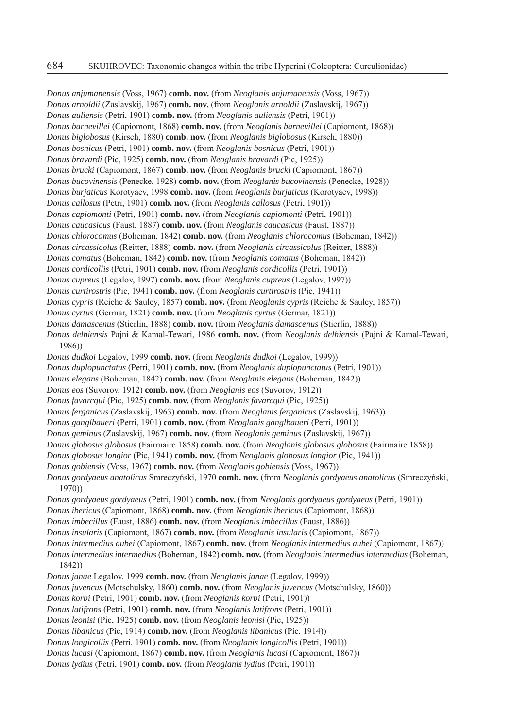*Donus anjumanensis* (Voss, 1967) **comb. nov.** (from *Neoglanis anjumanensis* (Voss, 1967))
*Donus arnoldii* (Zaslavskij, 1967) **comb. nov.** (from *Neoglanis arnoldii* (Zaslavskij, 1967))
*Donus auliensis* (Petri, 1901) **comb. nov.** (from *Neoglanis auliensis* (Petri, 1901))
*Donus barnevillei* (Capiomont, 1868) **comb. nov.** (from *Neoglanis barnevillei* (Capiomont, 1868))
*Donus biglobosus* (Kirsch, 1880) **comb. nov.** (from *Neoglanis biglobosus* (Kirsch, 1880))
*Donus bosnicus* (Petri, 1901) **comb. nov.** (from *Neoglanis bosnicus* (Petri, 1901))
*Donus bravardi* (Pic, 1925) **comb. nov.** (from *Neoglanis bravardi* (Pic, 1925))
*Donus brucki* (Capiomont, 1867) **comb. nov.** (from *Neoglanis brucki* (Capiomont, 1867))
*Donus bucovinensis* (Penecke, 1928) **comb. nov.** (from *Neoglanis bucovinensis* (Penecke, 1928))
*Donus burjaticus* Korotyaev, 1998 **comb. nov.** (from *Neoglanis burjaticus* (Korotyaev, 1998))
*Donus callosus* (Petri, 1901) **comb. nov.** (from *Neoglanis callosus* (Petri, 1901))
*Donus capiomonti* (Petri, 1901) **comb. nov.** (from *Neoglanis capiomonti* (Petri, 1901))
*Donus caucasicus* (Faust, 1887) **comb. nov.** (from *Neoglanis caucasicus* (Faust, 1887))
*Donus chlorocomus* (Boheman, 1842) **comb. nov.** (from *Neoglanis chlorocomus* (Boheman, 1842))
*Donus circassicolus* (Reitter, 1888) **comb. nov.** (from *Neoglanis circassicolus* (Reitter, 1888))
*Donus comatus* (Boheman, 1842) **comb. nov.** (from *Neoglanis comatus* (Boheman, 1842))
*Donus cordicollis* (Petri, 1901) **comb. nov.** (from *Neoglanis cordicollis* (Petri, 1901))
*Donus cupreus* (Legalov, 1997) **comb. nov.** (from *Neoglanis cupreus* (Legalov, 1997))
*Donus curtirostris* (Pic, 1941) **comb. nov.** (from *Neoglanis curtirostris* (Pic, 1941))
*Donus cypris* (Reiche & Sauley, 1857) **comb. nov.** (from *Neoglanis cypris* (Reiche & Sauley, 1857))
*Donus cyrtus* (Germar, 1821) **comb. nov.** (from *Neoglanis cyrtus* (Germar, 1821))
*Donus damascenus* (Stierlin, 1888) **comb. nov.** (from *Neoglanis damascenus* (Stierlin, 1888))
*Donus delhiensis* Pajni & Kamal-Tewari, 1986 **comb. nov.** (from *Neoglanis delhiensis* (Pajni & Kamal-Tewari, 1986))
*Donus dudkoi* Legalov, 1999 **comb. nov.** (from *Neoglanis dudkoi* (Legalov, 1999))
*Donus duplopunctatus* (Petri, 1901) **comb. nov.** (from *Neoglanis duplopunctatus* (Petri, 1901))
*Donus elegans* (Boheman, 1842) **comb. nov.** (from *Neoglanis elegans* (Boheman, 1842))
*Donus eos* (Suvorov, 1912) **comb. nov.** (from *Neoglanis eos* (Suvorov, 1912))
*Donus favarcqui* (Pic, 1925) **comb. nov.** (from *Neoglanis favarcqui* (Pic, 1925))
*Donus ferganicus* (Zaslavskij, 1963) **comb. nov.** (from *Neoglanis ferganicus* (Zaslavskij, 1963))
*Donus ganglbaueri* (Petri, 1901) **comb. nov.** (from *Neoglanis ganglbaueri* (Petri, 1901))
*Donus geminus* (Zaslavskij, 1967) **comb. nov.** (from *Neoglanis geminus* (Zaslavskij, 1967))
*Donus globosus globosus* (Fairmaire 1858) **comb. nov.** (from *Neoglanis globosus globosus* (Fairmaire 1858))
*Donus globosus longior* (Pic, 1941) **comb. nov.** (from *Neoglanis globosus longior* (Pic, 1941))
*Donus gobiensis* (Voss, 1967) **comb. nov.** (from *Neoglanis gobiensis* (Voss, 1967))
*Donus gordyaeus anatolicus* Smreczyński, 1970 **comb. nov.** (from *Neoglanis gordyaeus anatolicus* (Smreczyński, 1970))
*Donus gordyaeus gordyaeus* (Petri, 1901) **comb. nov.** (from *Neoglanis gordyaeus gordyaeus* (Petri, 1901))
*Donus ibericus* (Capiomont, 1868) **comb. nov.** (from *Neoglanis ibericus* (Capiomont, 1868))
*Donus imbecillus* (Faust, 1886) **comb. nov.** (from *Neoglanis imbecillus* (Faust, 1886))
*Donus insularis* (Capiomont, 1867) **comb. nov.** (from *Neoglanis insularis* (Capiomont, 1867))
*Donus intermedius aubei* (Capiomont, 1867) **comb. nov.** (from *Neoglanis intermedius aubei* (Capiomont, 1867))
*Donus intermedius intermedius* (Boheman, 1842) **comb. nov.** (from *Neoglanis intermedius intermedius* (Boheman, 1842))
*Donus janae* Legalov, 1999 **comb. nov.** (from *Neoglanis janae* (Legalov, 1999))
*Donus juvencus* (Motschulsky, 1860) **comb. nov.** (from *Neoglanis juvencus* (Motschulsky, 1860))
*Donus korbi* (Petri, 1901) **comb. nov.** (from *Neoglanis korbi* (Petri, 1901))
*Donus latifrons* (Petri, 1901) **comb. nov.** (from *Neoglanis latifrons* (Petri, 1901))
*Donus leonisi* (Pic, 1925) **comb. nov.** (from *Neoglanis leonisi* (Pic, 1925))
*Donus libanicus* (Pic, 1914) **comb. nov.** (from *Neoglanis libanicus* (Pic, 1914))
*Donus longicollis* (Petri, 1901) **comb. nov.** (from *Neoglanis longicollis* (Petri, 1901))
*Donus lucasi* (Capiomont, 1867) **comb. nov.** (from *Neoglanis lucasi* (Capiomont, 1867))
*Donus lydius* (Petri, 1901) **comb. nov.** (from *Neoglanis lydius* (Petri, 1901))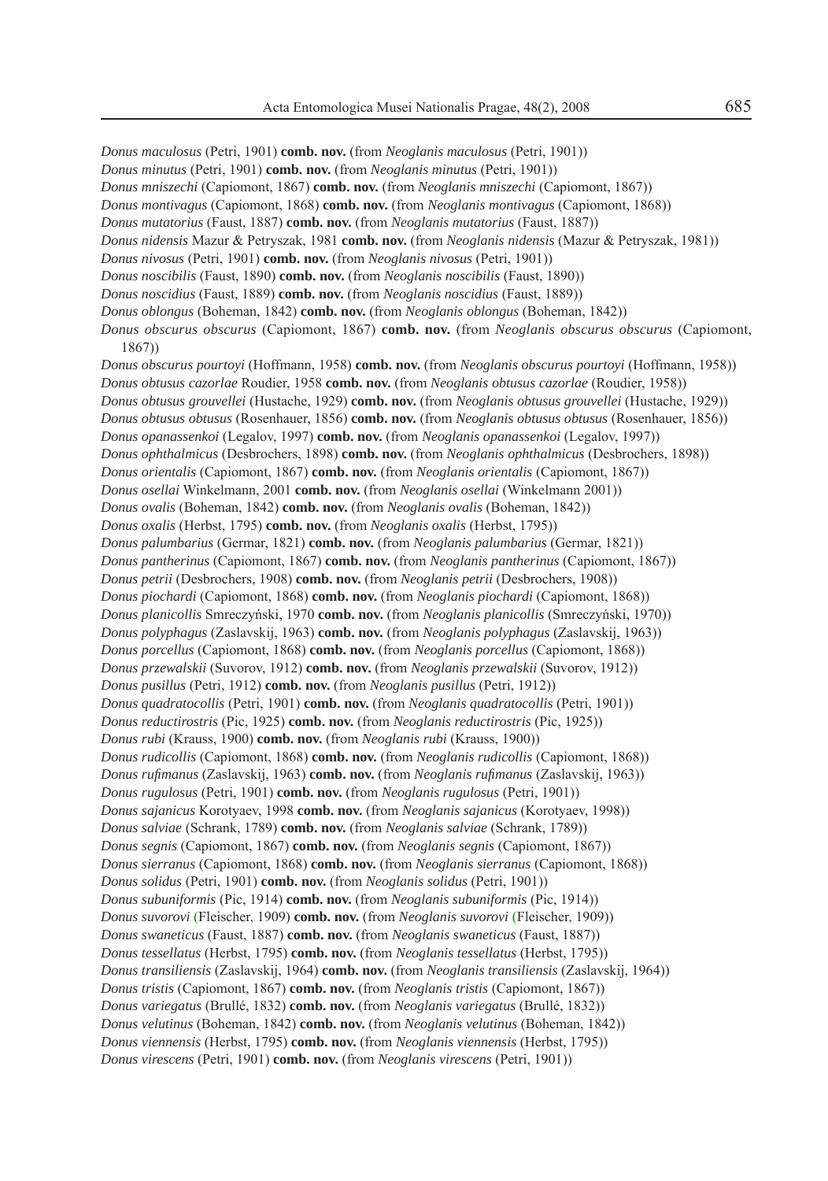*Donus maculosus* (Petri, 1901) **comb. nov.** (from *Neoglanis maculosus* (Petri, 1901))
*Donus minutus* (Petri, 1901) **comb. nov.** (from *Neoglanis minutus* (Petri, 1901))
*Donus mniszechi* (Capiomont, 1867) **comb. nov.** (from *Neoglanis mniszechi* (Capiomont, 1867))
*Donus montivagus* (Capiomont, 1868) **comb. nov.** (from *Neoglanis montivagus* (Capiomont, 1868))
*Donus mutatorius* (Faust, 1887) **comb. nov.** (from *Neoglanis mutatorius* (Faust, 1887))
*Donus nidensis* Mazur & Petryszak, 1981 **comb. nov.** (from *Neoglanis nidensis* (Mazur & Petryszak, 1981))
*Donus nivosus* (Petri, 1901) **comb. nov.** (from *Neoglanis nivosus* (Petri, 1901))
*Donus noscibilis* (Faust, 1890) **comb. nov.** (from *Neoglanis noscibilis* (Faust, 1890))
*Donus noscidius* (Faust, 1889) **comb. nov.** (from *Neoglanis noscidius* (Faust, 1889))
*Donus oblongus* (Boheman, 1842) **comb. nov.** (from *Neoglanis oblongus* (Boheman, 1842))
*Donus obscurus obscurus* (Capiomont, 1867) **comb. nov.** (from *Neoglanis obscurus obscurus* (Capiomont, 1867))
*Donus obscurus pourtoyi* (Hoffmann, 1958) **comb. nov.** (from *Neoglanis obscurus pourtoyi* (Hoffmann, 1958))
*Donus obtusus cazorlae* Roudier, 1958 **comb. nov.** (from *Neoglanis obtusus cazorlae* (Roudier, 1958))
*Donus obtusus grouvellei* (Hustache, 1929) **comb. nov.** (from *Neoglanis obtusus grouvellei* (Hustache, 1929))
*Donus obtusus obtusus* (Rosenhauer, 1856) **comb. nov.** (from *Neoglanis obtusus obtusus* (Rosenhauer, 1856))
*Donus opanassenkoi* (Legalov, 1997) **comb. nov.** (from *Neoglanis opanassenkoi* (Legalov, 1997))
*Donus ophthalmicus* (Desbrochers, 1898) **comb. nov.** (from *Neoglanis ophthalmicus* (Desbrochers, 1898))
*Donus orientalis* (Capiomont, 1867) **comb. nov.** (from *Neoglanis orientalis* (Capiomont, 1867))
*Donus osellai* Winkelmann, 2001 **comb. nov.** (from *Neoglanis osellai* (Winkelmann 2001))
*Donus ovalis* (Boheman, 1842) **comb. nov.** (from *Neoglanis ovalis* (Boheman, 1842))
*Donus oxalis* (Herbst, 1795) **comb. nov.** (from *Neoglanis oxalis* (Herbst, 1795))
*Donus palumbarius* (Germar, 1821) **comb. nov.** (from *Neoglanis palumbarius* (Germar, 1821))
*Donus pantherinus* (Capiomont, 1867) **comb. nov.** (from *Neoglanis pantherinus* (Capiomont, 1867))
*Donus petrii* (Desbrochers, 1908) **comb. nov.** (from *Neoglanis petrii* (Desbrochers, 1908))
*Donus piochardi* (Capiomont, 1868) **comb. nov.** (from *Neoglanis piochardi* (Capiomont, 1868))
*Donus planicollis* Smreczyński, 1970 **comb. nov.** (from *Neoglanis planicollis* (Smreczyński, 1970))
*Donus polyphagus* (Zaslavskij, 1963) **comb. nov.** (from *Neoglanis polyphagus* (Zaslavskij, 1963))
*Donus porcellus* (Capiomont, 1868) **comb. nov.** (from *Neoglanis porcellus* (Capiomont, 1868))
*Donus przewalskii* (Suvorov, 1912) **comb. nov.** (from *Neoglanis przewalskii* (Suvorov, 1912))
*Donus pusillus* (Petri, 1912) **comb. nov.** (from *Neoglanis pusillus* (Petri, 1912))
*Donus quadratocollis* (Petri, 1901) **comb. nov.** (from *Neoglanis quadratocollis* (Petri, 1901))
*Donus reductirostris* (Pic, 1925) **comb. nov.** (from *Neoglanis reductirostris* (Pic, 1925))
*Donus rubi* (Krauss, 1900) **comb. nov.** (from *Neoglanis rubi* (Krauss, 1900))
*Donus rudicollis* (Capiomont, 1868) **comb. nov.** (from *Neoglanis rudicollis* (Capiomont, 1868))
*Donus rufimanus* (Zaslavskij, 1963) **comb. nov.** (from *Neoglanis rufimanus* (Zaslavskij, 1963))
*Donus rugulosus* (Petri, 1901) **comb. nov.** (from *Neoglanis rugulosus* (Petri, 1901))
*Donus sajanicus* Korotyaev, 1998 **comb. nov.** (from *Neoglanis sajanicus* (Korotyaev, 1998))
*Donus salviae* (Schrank, 1789) **comb. nov.** (from *Neoglanis salviae* (Schrank, 1789))
*Donus segnis* (Capiomont, 1867) **comb. nov.** (from *Neoglanis segnis* (Capiomont, 1867))
*Donus sierranus* (Capiomont, 1868) **comb. nov.** (from *Neoglanis sierranus* (Capiomont, 1868))
*Donus solidus* (Petri, 1901) **comb. nov.** (from *Neoglanis solidus* (Petri, 1901))
*Donus subuniformis* (Pic, 1914) **comb. nov.** (from *Neoglanis subuniformis* (Pic, 1914))
*Donus suvorovi* (Fleischer, 1909) **comb. nov.** (from *Neoglanis suvorovi* (Fleischer, 1909))
*Donus swaneticus* (Faust, 1887) **comb. nov.** (from *Neoglanis swaneticus* (Faust, 1887))
*Donus tessellatus* (Herbst, 1795) **comb. nov.** (from *Neoglanis tessellatus* (Herbst, 1795))
*Donus transiliensis* (Zaslavskij, 1964) **comb. nov.** (from *Neoglanis transiliensis* (Zaslavskij, 1964))
*Donus tristis* (Capiomont, 1867) **comb. nov.** (from *Neoglanis tristis* (Capiomont, 1867))
*Donus variegatus* (Brullé, 1832) **comb. nov.** (from *Neoglanis variegatus* (Brullé, 1832))
*Donus velutinus* (Boheman, 1842) **comb. nov.** (from *Neoglanis velutinus* (Boheman, 1842))
*Donus viennensis* (Herbst, 1795) **comb. nov.** (from *Neoglanis viennensis* (Herbst, 1795))
*Donus virescens* (Petri, 1901) **comb. nov.** (from *Neoglanis virescens* (Petri, 1901))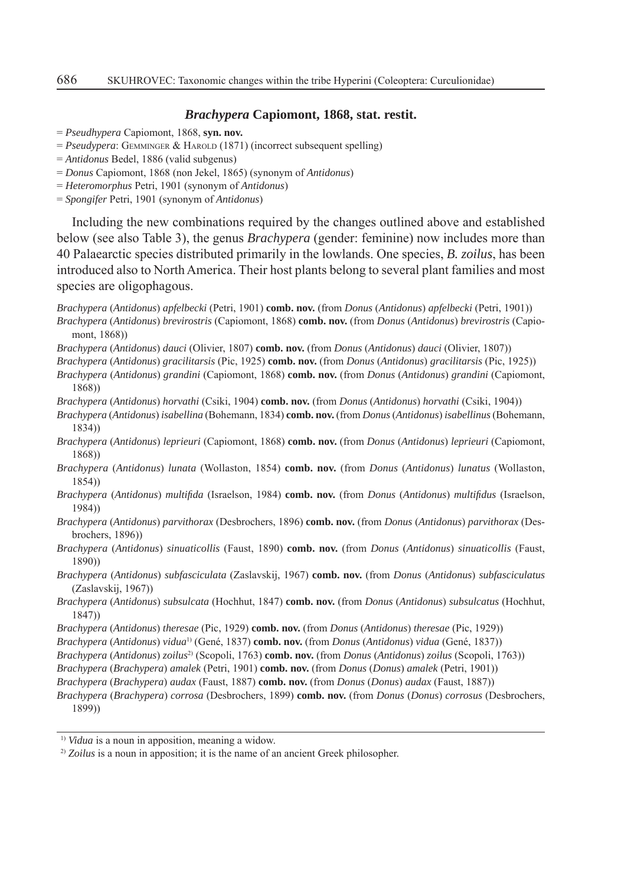### *Brachypera* Capiomont, 1868, stat. restit.

= *Pseudhypera* Capiomont, 1868, **syn. nov.**
= *Pseudypera*: Gemminger & Harold (1871) (incorrect subsequent spelling)
= *Antidonus* Bedel, 1886 (valid subgenus)
= *Donus* Capiomont, 1868 (non Jekel, 1865) (synonym of *Antidonus*)
= *Heteromorphus* Petri, 1901 (synonym of *Antidonus*)
= *Spongifer* Petri, 1901 (synonym of *Antidonus*)

Including the new combinations required by the changes outlined above and established below (see also Table 3), the genus *Brachypera* (gender: feminine) now includes more than 40 Palaearctic species distributed primarily in the lowlands. One species, *B. zoilus*, has been introduced also to North America. Their host plants belong to several plant families and most species are oligophagous.

*Brachypera* (*Antidonus*) *apfelbecki* (Petri, 1901) **comb. nov.** (from *Donus* (*Antidonus*) *apfelbecki* (Petri, 1901))
*Brachypera* (*Antidonus*) *brevirostris* (Capiomont, 1868) **comb. nov.** (from *Donus* (*Antidonus*) *brevirostris* (Capiomont, 1868))
*Brachypera* (*Antidonus*) *dauci* (Olivier, 1807) **comb. nov.** (from *Donus* (*Antidonus*) *dauci* (Olivier, 1807))
*Brachypera* (*Antidonus*) *gracilitarsis* (Pic, 1925) **comb. nov.** (from *Donus* (*Antidonus*) *gracilitarsis* (Pic, 1925))
*Brachypera* (*Antidonus*) *grandini* (Capiomont, 1868) **comb. nov.** (from *Donus* (*Antidonus*) *grandini* (Capiomont, 1868))
*Brachypera* (*Antidonus*) *horvathi* (Csiki, 1904) **comb. nov.** (from *Donus* (*Antidonus*) *horvathi* (Csiki, 1904))
*Brachypera* (*Antidonus*) *isabellina* (Bohemann, 1834) **comb. nov.** (from *Donus* (*Antidonus*) *isabellinus* (Bohemann, 1834))
*Brachypera* (*Antidonus*) *leprieuri* (Capiomont, 1868) **comb. nov.** (from *Donus* (*Antidonus*) *leprieuri* (Capiomont, 1868))
*Brachypera* (*Antidonus*) *lunata* (Wollaston, 1854) **comb. nov.** (from *Donus* (*Antidonus*) *lunatus* (Wollaston, 1854))
*Brachypera* (*Antidonus*) *multifida* (Israelson, 1984) **comb. nov.** (from *Donus* (*Antidonus*) *multifidus* (Israelson, 1984))
*Brachypera* (*Antidonus*) *parvithorax* (Desbrochers, 1896) **comb. nov.** (from *Donus* (*Antidonus*) *parvithorax* (Desbrochers, 1896))
*Brachypera* (*Antidonus*) *sinuaticollis* (Faust, 1890) **comb. nov.** (from *Donus* (*Antidonus*) *sinuaticollis* (Faust, 1890))
*Brachypera* (*Antidonus*) *subfasciculata* (Zaslavskij, 1967) **comb. nov.** (from *Donus* (*Antidonus*) *subfasciculatus* (Zaslavskij, 1967))
*Brachypera* (*Antidonus*) *subsulcata* (Hochhut, 1847) **comb. nov.** (from *Donus* (*Antidonus*) *subsulcatus* (Hochhut, 1847))
*Brachypera* (*Antidonus*) *theresae* (Pic, 1929) **comb. nov.** (from *Donus* (*Antidonus*) *theresae* (Pic, 1929))
*Brachypera* (*Antidonus*) *vidua*[1] (Gené, 1837) **comb. nov.** (from *Donus* (*Antidonus*) *vidua* (Gené, 1837))
*Brachypera* (*Antidonus*) *zoilus*[2] (Scopoli, 1763) **comb. nov.** (from *Donus* (*Antidonus*) *zoilus* (Scopoli, 1763))
*Brachypera* (*Brachypera*) *amalek* (Petri, 1901) **comb. nov.** (from *Donus* (*Donus*) *amalek* (Petri, 1901))
*Brachypera* (*Brachypera*) *audax* (Faust, 1887) **comb. nov.** (from *Donus* (*Donus*) *audax* (Faust, 1887))
*Brachypera* (*Brachypera*) *corrosa* (Desbrochers, 1899) **comb. nov.** (from *Donus* (*Donus*) *corrosus* (Desbrochers, 1899))

---

[1] *Vidua* is a noun in apposition, meaning a widow.

[2] *Zoilus* is a noun in apposition; it is the name of an ancient Greek philosopher.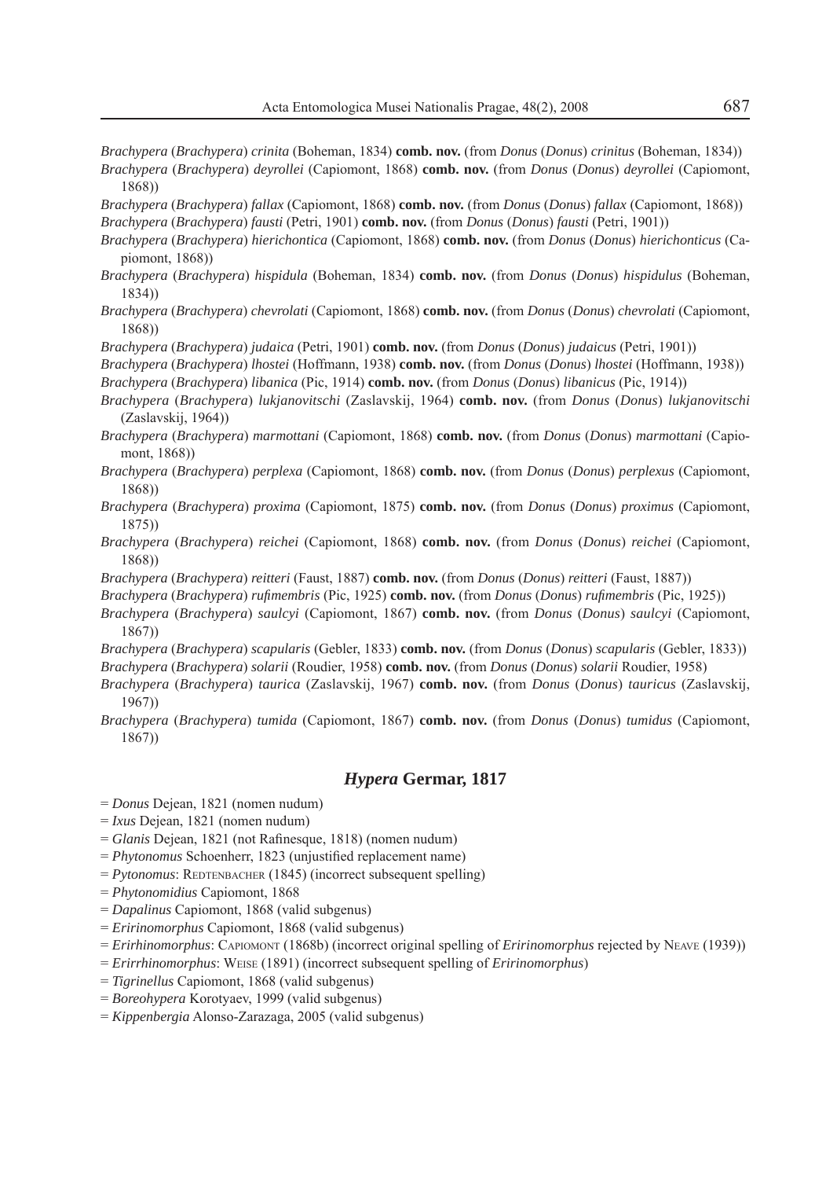*Brachypera* (*Brachypera*) *crinita* (Boheman, 1834) **comb. nov.** (from *Donus* (*Donus*) *crinitus* (Boheman, 1834))

*Brachypera* (*Brachypera*) *deyrollei* (Capiomont, 1868) **comb. nov.** (from *Donus* (*Donus*) *deyrollei* (Capiomont, 1868))

*Brachypera* (*Brachypera*) *fallax* (Capiomont, 1868) **comb. nov.** (from *Donus* (*Donus*) *fallax* (Capiomont, 1868))

*Brachypera* (*Brachypera*) *fausti* (Petri, 1901) **comb. nov.** (from *Donus* (*Donus*) *fausti* (Petri, 1901))

*Brachypera* (*Brachypera*) *hierichontica* (Capiomont, 1868) **comb. nov.** (from *Donus* (*Donus*) *hierichonticus* (Capiomont, 1868))

*Brachypera* (*Brachypera*) *hispidula* (Boheman, 1834) **comb. nov.** (from *Donus* (*Donus*) *hispidulus* (Boheman, 1834))

*Brachypera* (*Brachypera*) *chevrolati* (Capiomont, 1868) **comb. nov.** (from *Donus* (*Donus*) *chevrolati* (Capiomont, 1868))

*Brachypera* (*Brachypera*) *judaica* (Petri, 1901) **comb. nov.** (from *Donus* (*Donus*) *judaicus* (Petri, 1901))

*Brachypera* (*Brachypera*) *lhostei* (Hoffmann, 1938) **comb. nov.** (from *Donus* (*Donus*) *lhostei* (Hoffmann, 1938))

*Brachypera* (*Brachypera*) *libanica* (Pic, 1914) **comb. nov.** (from *Donus* (*Donus*) *libanicus* (Pic, 1914))

*Brachypera* (*Brachypera*) *lukjanovitschi* (Zaslavskij, 1964) **comb. nov.** (from *Donus* (*Donus*) *lukjanovitschi* (Zaslavskij, 1964))

*Brachypera* (*Brachypera*) *marmottani* (Capiomont, 1868) **comb. nov.** (from *Donus* (*Donus*) *marmottani* (Capiomont, 1868))

*Brachypera* (*Brachypera*) *perplexa* (Capiomont, 1868) **comb. nov.** (from *Donus* (*Donus*) *perplexus* (Capiomont, 1868))

*Brachypera* (*Brachypera*) *proxima* (Capiomont, 1875) **comb. nov.** (from *Donus* (*Donus*) *proximus* (Capiomont, 1875))

*Brachypera* (*Brachypera*) *reichei* (Capiomont, 1868) **comb. nov.** (from *Donus* (*Donus*) *reichei* (Capiomont, 1868))

*Brachypera* (*Brachypera*) *reitteri* (Faust, 1887) **comb. nov.** (from *Donus* (*Donus*) *reitteri* (Faust, 1887))

*Brachypera* (*Brachypera*) *rufimembris* (Pic, 1925) **comb. nov.** (from *Donus* (*Donus*) *rufimembris* (Pic, 1925))

*Brachypera* (*Brachypera*) *saulcyi* (Capiomont, 1867) **comb. nov.** (from *Donus* (*Donus*) *saulcyi* (Capiomont, 1867))

*Brachypera* (*Brachypera*) *scapularis* (Gebler, 1833) **comb. nov.** (from *Donus* (*Donus*) *scapularis* (Gebler, 1833))

*Brachypera* (*Brachypera*) *solarii* (Roudier, 1958) **comb. nov.** (from *Donus* (*Donus*) *solarii* Roudier, 1958)

*Brachypera* (*Brachypera*) *taurica* (Zaslavskij, 1967) **comb. nov.** (from *Donus* (*Donus*) *tauricus* (Zaslavskij, 1967))

*Brachypera* (*Brachypera*) *tumida* (Capiomont, 1867) **comb. nov.** (from *Donus* (*Donus*) *tumidus* (Capiomont, 1867))

## *Hypera* Germar, 1817

= *Donus* Dejean, 1821 (nomen nudum)

= *Ixus* Dejean, 1821 (nomen nudum)

= *Glanis* Dejean, 1821 (not Rafinesque, 1818) (nomen nudum)

= *Phytonomus* Schoenherr, 1823 (unjustified replacement name)

= *Pytonomus*: Redtenbacher (1845) (incorrect subsequent spelling)

= *Phytonomidius* Capiomont, 1868

= *Dapalinus* Capiomont, 1868 (valid subgenus)

= *Eririnomorphus* Capiomont, 1868 (valid subgenus)

= *Erirhinomorphus*: Capiomont (1868b) (incorrect original spelling of *Eririnomorphus* rejected by Neave (1939))

= *Erirrhinomorphus*: Weise (1891) (incorrect subsequent spelling of *Eririnomorphus*)

= *Tigrinellus* Capiomont, 1868 (valid subgenus)

= *Boreohypera* Korotyaev, 1999 (valid subgenus)

= *Kippenbergia* Alonso-Zarazaga, 2005 (valid subgenus)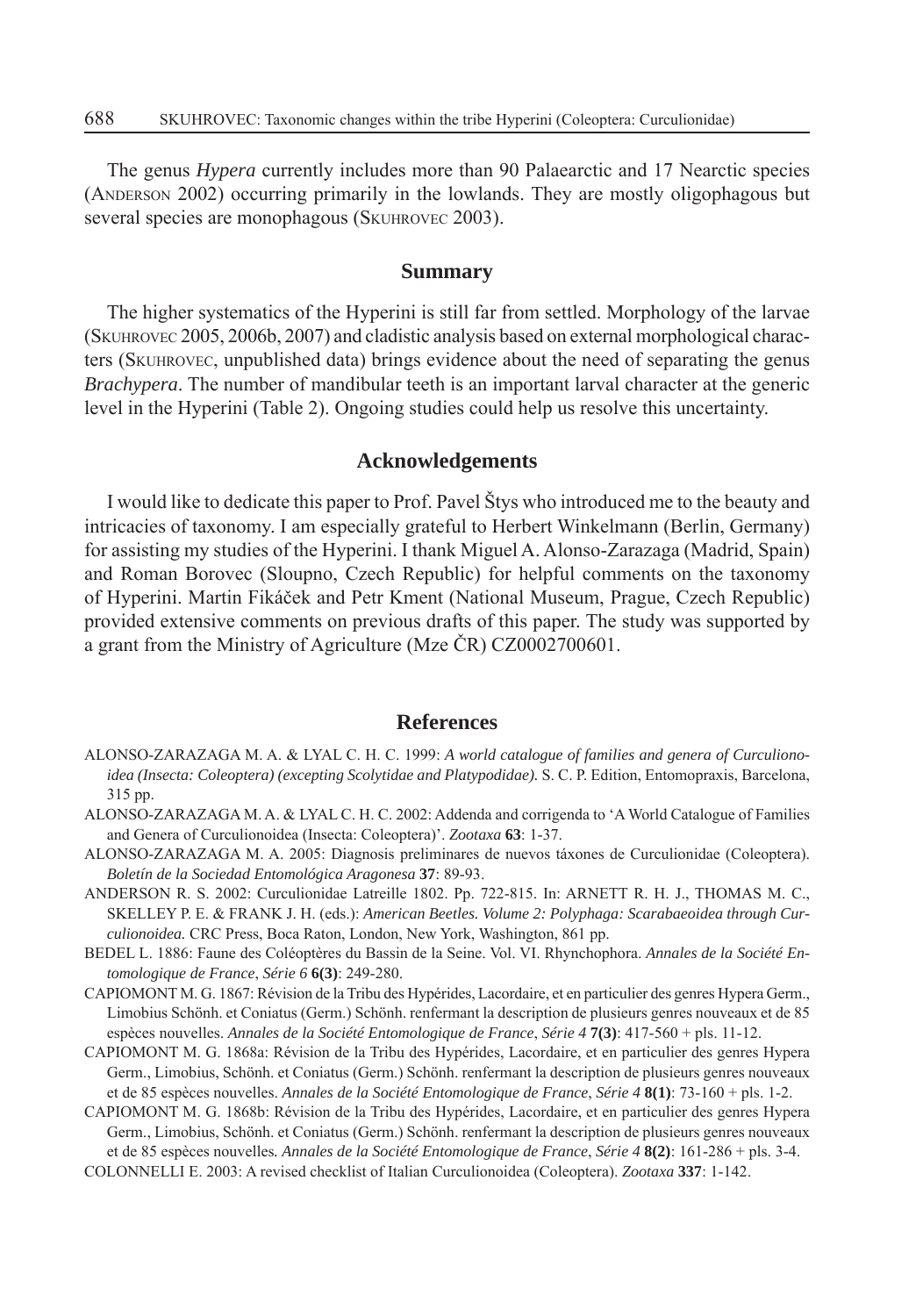The genus *Hypera* currently includes more than 90 Palaearctic and 17 Nearctic species (ANDERSON 2002) occurring primarily in the lowlands. They are mostly oligophagous but several species are monophagous (SKUHROVEC 2003).

## Summary

The higher systematics of the Hyperini is still far from settled. Morphology of the larvae (SKUHROVEC 2005, 2006b, 2007) and cladistic analysis based on external morphological characters (SKUHROVEC, unpublished data) brings evidence about the need of separating the genus *Brachypera*. The number of mandibular teeth is an important larval character at the generic level in the Hyperini (Table 2). Ongoing studies could help us resolve this uncertainty.

## Acknowledgements

I would like to dedicate this paper to Prof. Pavel Štys who introduced me to the beauty and intricacies of taxonomy. I am especially grateful to Herbert Winkelmann (Berlin, Germany) for assisting my studies of the Hyperini. I thank Miguel A. Alonso-Zarazaga (Madrid, Spain) and Roman Borovec (Sloupno, Czech Republic) for helpful comments on the taxonomy of Hyperini. Martin Fikáček and Petr Kment (National Museum, Prague, Czech Republic) provided extensive comments on previous drafts of this paper. The study was supported by a grant from the Ministry of Agriculture (Mze ČR) CZ0002700601.

## References

ALONSO-ZARAZAGA M. A. & LYAL C. H. C. 1999: *A world catalogue of families and genera of Curculionoidea (Insecta: Coleoptera) (excepting Scolytidae and Platypodidae).* S. C. P. Edition, Entomopraxis, Barcelona, 315 pp.

ALONSO-ZARAZAGA M. A. & LYAL C. H. C. 2002: Addenda and corrigenda to 'A World Catalogue of Families and Genera of Curculionoidea (Insecta: Coleoptera)'. *Zootaxa* **63**: 1-37.

ALONSO-ZARAZAGA M. A. 2005: Diagnosis preliminares de nuevos táxones de Curculionidae (Coleoptera). *Boletín de la Sociedad Entomológica Aragonesa* **37**: 89-93.

ANDERSON R. S. 2002: Curculionidae Latreille 1802. Pp. 722-815. In: ARNETT R. H. J., THOMAS M. C., SKELLEY P. E. & FRANK J. H. (eds.): *American Beetles. Volume 2: Polyphaga: Scarabaeoidea through Curculionoidea.* CRC Press, Boca Raton, London, New York, Washington, 861 pp.

BEDEL L. 1886: Faune des Coléoptères du Bassin de la Seine. Vol. VI. Rhynchophora. *Annales de la Société Entomologique de France*, *Série 6* **6(3)**: 249-280.

CAPIOMONT M. G. 1867: Révision de la Tribu des Hypérides, Lacordaire, et en particulier des genres Hypera Germ., Limobius Schönh. et Coniatus (Germ.) Schönh. renfermant la description de plusieurs genres nouveaux et de 85 espèces nouvelles. *Annales de la Société Entomologique de France*, *Série 4* **7(3)**: 417-560 + pls. 11-12.

CAPIOMONT M. G. 1868a: Révision de la Tribu des Hypérides, Lacordaire, et en particulier des genres Hypera Germ., Limobius, Schönh. et Coniatus (Germ.) Schönh. renfermant la description de plusieurs genres nouveaux et de 85 espèces nouvelles. *Annales de la Société Entomologique de France*, *Série 4* **8(1)**: 73-160 + pls. 1-2.

CAPIOMONT M. G. 1868b: Révision de la Tribu des Hypérides, Lacordaire, et en particulier des genres Hypera Germ., Limobius, Schönh. et Coniatus (Germ.) Schönh. renfermant la description de plusieurs genres nouveaux et de 85 espèces nouvelles. *Annales de la Société Entomologique de France*, *Série 4* **8(2)**: 161-286 + pls. 3-4.

COLONNELLI E. 2003: A revised checklist of Italian Curculionoidea (Coleoptera). *Zootaxa* **337**: 1-142.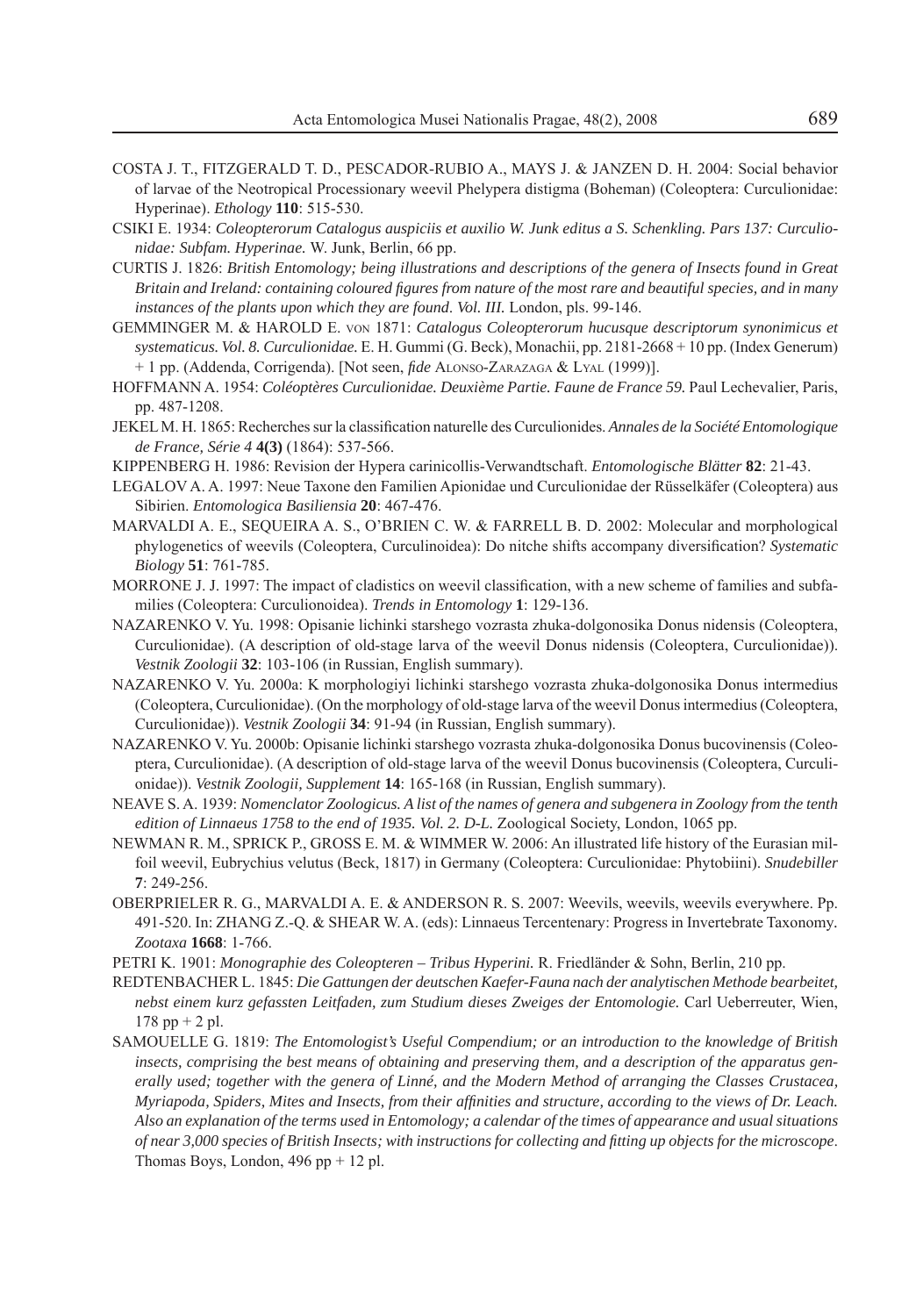COSTA J. T., FITZGERALD T. D., PESCADOR-RUBIO A., MAYS J. & JANZEN D. H. 2004: Social behavior of larvae of the Neotropical Processionary weevil Phelypera distigma (Boheman) (Coleoptera: Curculionidae: Hyperinae). *Ethology* **110**: 515-530.

CSIKI E. 1934: *Coleopterorum Catalogus auspiciis et auxilio W. Junk editus a S. Schenkling. Pars 137: Curculionidae: Subfam. Hyperinae.* W. Junk, Berlin, 66 pp.

CURTIS J. 1826: *British Entomology; being illustrations and descriptions of the genera of Insects found in Great Britain and Ireland: containing coloured figures from nature of the most rare and beautiful species, and in many instances of the plants upon which they are found. Vol. III.* London, pls. 99-146.

GEMMINGER M. & HAROLD E. VON 1871: *Catalogus Coleopterorum hucusque descriptorum synonimicus et systematicus. Vol. 8. Curculionidae.* E. H. Gummi (G. Beck), Monachii, pp. 2181-2668 + 10 pp. (Index Generum) + 1 pp. (Addenda, Corrigenda). [Not seen, *fide* ALONSO-ZARAZAGA & LYAL (1999)].

HOFFMANN A. 1954: *Coléoptères Curculionidae. Deuxième Partie. Faune de France 59.* Paul Lechevalier, Paris, pp. 487-1208.

JEKEL M. H. 1865: Recherches sur la classification naturelle des Curculionides. *Annales de la Société Entomologique de France, Série 4* **4(3)** (1864): 537-566.

KIPPENBERG H. 1986: Revision der Hypera carinicollis-Verwandtschaft. *Entomologische Blätter* **82**: 21-43.

LEGALOV A. A. 1997: Neue Taxone den Familien Apionidae und Curculionidae der Rüsselkäfer (Coleoptera) aus Sibirien. *Entomologica Basiliensia* **20**: 467-476.

MARVALDI A. E., SEQUEIRA A. S., O'BRIEN C. W. & FARRELL B. D. 2002: Molecular and morphological phylogenetics of weevils (Coleoptera, Curculinoidea): Do nitche shifts accompany diversification? *Systematic Biology* **51**: 761-785.

MORRONE J. J. 1997: The impact of cladistics on weevil classification, with a new scheme of families and subfamilies (Coleoptera: Curculionoidea). *Trends in Entomology* **1**: 129-136.

NAZARENKO V. Yu. 1998: Opisanie lichinki starshego vozrasta zhuka-dolgonosika Donus nidensis (Coleoptera, Curculionidae). (A description of old-stage larva of the weevil Donus nidensis (Coleoptera, Curculionidae)). *Vestnik Zoologii* **32**: 103-106 (in Russian, English summary).

NAZARENKO V. Yu. 2000a: K morphologiyi lichinki starshego vozrasta zhuka-dolgonosika Donus intermedius (Coleoptera, Curculionidae). (On the morphology of old-stage larva of the weevil Donus intermedius (Coleoptera, Curculionidae)). *Vestnik Zoologii* **34**: 91-94 (in Russian, English summary).

NAZARENKO V. Yu. 2000b: Opisanie lichinki starshego vozrasta zhuka-dolgonosika Donus bucovinensis (Coleoptera, Curculionidae). (A description of old-stage larva of the weevil Donus bucovinensis (Coleoptera, Curculionidae)). *Vestnik Zoologii, Supplement* **14**: 165-168 (in Russian, English summary).

NEAVE S. A. 1939: *Nomenclator Zoologicus. A list of the names of genera and subgenera in Zoology from the tenth edition of Linnaeus 1758 to the end of 1935. Vol. 2. D-L.* Zoological Society, London, 1065 pp.

NEWMAN R. M., SPRICK P., GROSS E. M. & WIMMER W. 2006: An illustrated life history of the Eurasian milfoil weevil, Eubrychius velutus (Beck, 1817) in Germany (Coleoptera: Curculionidae: Phytobiini). *Snudebiller* **7**: 249-256.

OBERPRIELER R. G., MARVALDI A. E. & ANDERSON R. S. 2007: Weevils, weevils, weevils everywhere. Pp. 491-520. In: ZHANG Z.-Q. & SHEAR W. A. (eds): Linnaeus Tercentenary: Progress in Invertebrate Taxonomy. *Zootaxa* **1668**: 1-766.

PETRI K. 1901: *Monographie des Coleopteren – Tribus Hyperini.* R. Friedländer & Sohn, Berlin, 210 pp.

REDTENBACHER L. 1845: *Die Gattungen der deutschen Kaefer-Fauna nach der analytischen Methode bearbeitet, nebst einem kurz gefassten Leitfaden, zum Studium dieses Zweiges der Entomologie.* Carl Ueberreuter, Wien, 178 pp + 2 pl.

SAMOUELLE G. 1819: *The Entomologist's Useful Compendium; or an introduction to the knowledge of British insects, comprising the best means of obtaining and preserving them, and a description of the apparatus generally used; together with the genera of Linné, and the Modern Method of arranging the Classes Crustacea, Myriapoda, Spiders, Mites and Insects, from their affinities and structure, according to the views of Dr. Leach. Also an explanation of the terms used in Entomology; a calendar of the times of appearance and usual situations of near 3,000 species of British Insects; with instructions for collecting and fitting up objects for the microscope.* Thomas Boys, London, 496 pp + 12 pl.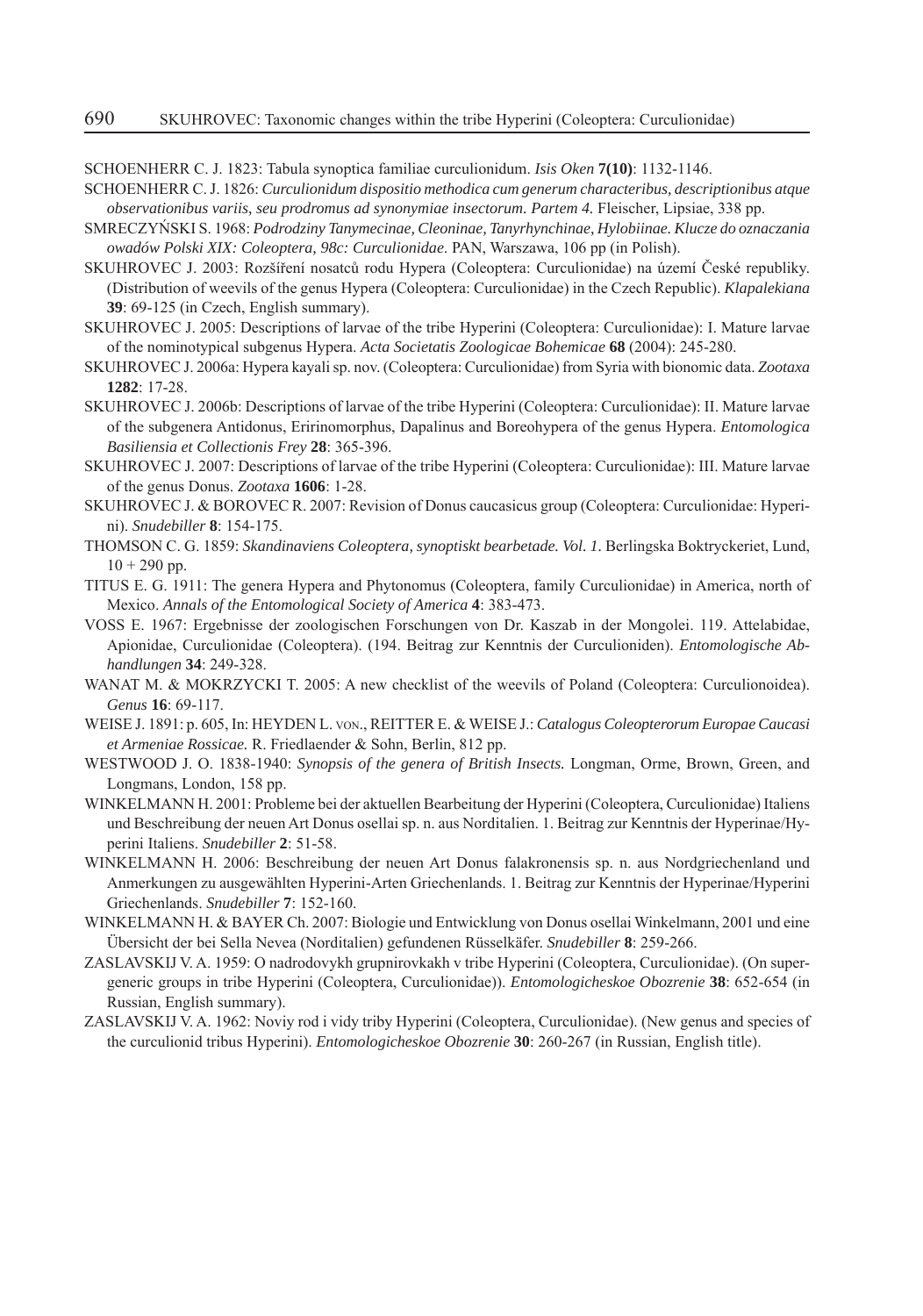SCHOENHERR C. J. 1823: Tabula synoptica familiae curculionidum. *Isis Oken* **7(10)**: 1132-1146.

SCHOENHERR C. J. 1826: *Curculionidum dispositio methodica cum generum characteribus, descriptionibus atque observationibus variis, seu prodromus ad synonymiae insectorum. Partem 4.* Fleischer, Lipsiae, 338 pp.

SMRECZYŃSKI S. 1968: *Podrodziny Tanymecinae, Cleoninae, Tanyrhynchinae, Hylobiinae. Klucze do oznaczania owadów Polski XIX: Coleoptera, 98c: Curculionidae.* PAN, Warszawa, 106 pp (in Polish).

SKUHROVEC J. 2003: Rozšíření nosatců rodu Hypera (Coleoptera: Curculionidae) na území České republiky. (Distribution of weevils of the genus Hypera (Coleoptera: Curculionidae) in the Czech Republic). *Klapalekiana* **39**: 69-125 (in Czech, English summary).

SKUHROVEC J. 2005: Descriptions of larvae of the tribe Hyperini (Coleoptera: Curculionidae): I. Mature larvae of the nominotypical subgenus Hypera. *Acta Societatis Zoologicae Bohemicae* **68** (2004): 245-280.

SKUHROVEC J. 2006a: Hypera kayali sp. nov. (Coleoptera: Curculionidae) from Syria with bionomic data. *Zootaxa* **1282**: 17-28.

SKUHROVEC J. 2006b: Descriptions of larvae of the tribe Hyperini (Coleoptera: Curculionidae): II. Mature larvae of the subgenera Antidonus, Eririnomorphus, Dapalinus and Boreohypera of the genus Hypera. *Entomologica Basiliensia et Collectionis Frey* **28**: 365-396.

SKUHROVEC J. 2007: Descriptions of larvae of the tribe Hyperini (Coleoptera: Curculionidae): III. Mature larvae of the genus Donus. *Zootaxa* **1606**: 1-28.

SKUHROVEC J. & BOROVEC R. 2007: Revision of Donus caucasicus group (Coleoptera: Curculionidae: Hyperini). *Snudebiller* **8**: 154-175.

THOMSON C. G. 1859: *Skandinaviens Coleoptera, synoptiskt bearbetade. Vol. 1.* Berlingska Boktryckeriet, Lund, 10 + 290 pp.

TITUS E. G. 1911: The genera Hypera and Phytonomus (Coleoptera, family Curculionidae) in America, north of Mexico. *Annals of the Entomological Society of America* **4**: 383-473.

VOSS E. 1967: Ergebnisse der zoologischen Forschungen von Dr. Kaszab in der Mongolei. 119. Attelabidae, Apionidae, Curculionidae (Coleoptera). (194. Beitrag zur Kenntnis der Curculioniden). *Entomologische Abhandlungen* **34**: 249-328.

WANAT M. & MOKRZYCKI T. 2005: A new checklist of the weevils of Poland (Coleoptera: Curculionoidea). *Genus* **16**: 69-117.

WEISE J. 1891: p. 605, In: HEYDEN L. VON., REITTER E. & WEISE J.: *Catalogus Coleopterorum Europae Caucasi et Armeniae Rossicae.* R. Friedlaender & Sohn, Berlin, 812 pp.

WESTWOOD J. O. 1838-1940: *Synopsis of the genera of British Insects.* Longman, Orme, Brown, Green, and Longmans, London, 158 pp.

WINKELMANN H. 2001: Probleme bei der aktuellen Bearbeitung der Hyperini (Coleoptera, Curculionidae) Italiens und Beschreibung der neuen Art Donus osellai sp. n. aus Norditalien. 1. Beitrag zur Kenntnis der Hyperinae/Hyperini Italiens. *Snudebiller* **2**: 51-58.

WINKELMANN H. 2006: Beschreibung der neuen Art Donus falakronensis sp. n. aus Nordgriechenland und Anmerkungen zu ausgewählten Hyperini-Arten Griechenlands. 1. Beitrag zur Kenntnis der Hyperinae/Hyperini Griechenlands. *Snudebiller* **7**: 152-160.

WINKELMANN H. & BAYER Ch. 2007: Biologie und Entwicklung von Donus osellai Winkelmann, 2001 und eine Übersicht der bei Sella Nevea (Norditalien) gefundenen Rüsselkäfer. *Snudebiller* **8**: 259-266.

ZASLAVSKIJ V. A. 1959: O nadrodovykh grupnirovkakh v tribe Hyperini (Coleoptera, Curculionidae). (On supergeneric groups in tribe Hyperini (Coleoptera, Curculionidae)). *Entomologicheskoe Obozrenie* **38**: 652-654 (in Russian, English summary).

ZASLAVSKIJ V. A. 1962: Noviy rod i vidy triby Hyperini (Coleoptera, Curculionidae). (New genus and species of the curculionid tribus Hyperini). *Entomologicheskoe Obozrenie* **30**: 260-267 (in Russian, English title).